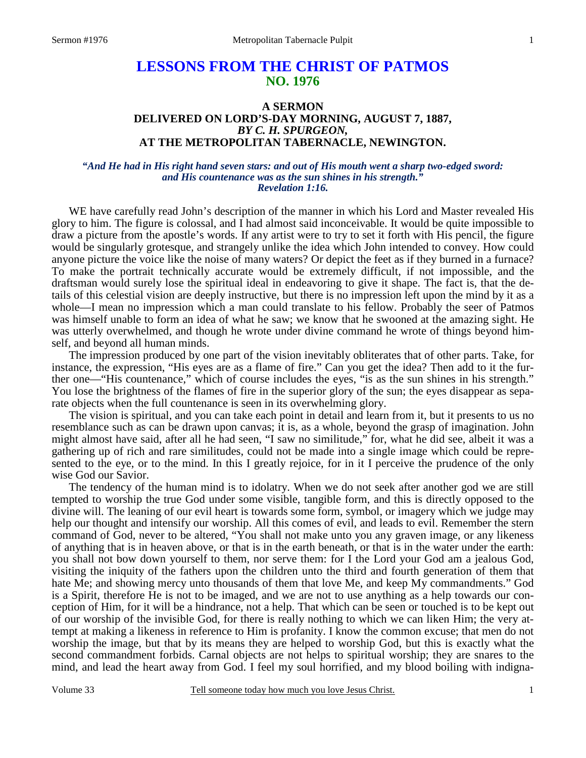# LESSONS FROM THE CHRIST OF PATMOS
## NO. 1976

### A SERMON
### DELIVERED ON LORD'S-DAY MORNING, AUGUST 7, 1887,
### *BY C. H. SPURGEON,*
### AT THE METROPOLITAN TABERNACLE, NEWINGTON.

***"And He had in His right hand seven stars: and out of His mouth went a sharp two-edged sword: and His countenance was as the sun shines in his strength." Revelation 1:16.***

WE have carefully read John's description of the manner in which his Lord and Master revealed His glory to him. The figure is colossal, and I had almost said inconceivable. It would be quite impossible to draw a picture from the apostle's words. If any artist were to try to set it forth with His pencil, the figure would be singularly grotesque, and strangely unlike the idea which John intended to convey. How could anyone picture the voice like the noise of many waters? Or depict the feet as if they burned in a furnace? To make the portrait technically accurate would be extremely difficult, if not impossible, and the draftsman would surely lose the spiritual ideal in endeavoring to give it shape. The fact is, that the details of this celestial vision are deeply instructive, but there is no impression left upon the mind by it as a whole—I mean no impression which a man could translate to his fellow. Probably the seer of Patmos was himself unable to form an idea of what he saw; we know that he swooned at the amazing sight. He was utterly overwhelmed, and though he wrote under divine command he wrote of things beyond himself, and beyond all human minds.

The impression produced by one part of the vision inevitably obliterates that of other parts. Take, for instance, the expression, "His eyes are as a flame of fire." Can you get the idea? Then add to it the further one—"His countenance," which of course includes the eyes, "is as the sun shines in his strength." You lose the brightness of the flames of fire in the superior glory of the sun; the eyes disappear as separate objects when the full countenance is seen in its overwhelming glory.

The vision is spiritual, and you can take each point in detail and learn from it, but it presents to us no resemblance such as can be drawn upon canvas; it is, as a whole, beyond the grasp of imagination. John might almost have said, after all he had seen, "I saw no similitude," for, what he did see, albeit it was a gathering up of rich and rare similitudes, could not be made into a single image which could be represented to the eye, or to the mind. In this I greatly rejoice, for in it I perceive the prudence of the only wise God our Savior.

The tendency of the human mind is to idolatry. When we do not seek after another god we are still tempted to worship the true God under some visible, tangible form, and this is directly opposed to the divine will. The leaning of our evil heart is towards some form, symbol, or imagery which we judge may help our thought and intensify our worship. All this comes of evil, and leads to evil. Remember the stern command of God, never to be altered, "You shall not make unto you any graven image, or any likeness of anything that is in heaven above, or that is in the earth beneath, or that is in the water under the earth: you shall not bow down yourself to them, nor serve them: for I the Lord your God am a jealous God, visiting the iniquity of the fathers upon the children unto the third and fourth generation of them that hate Me; and showing mercy unto thousands of them that love Me, and keep My commandments." God is a Spirit, therefore He is not to be imaged, and we are not to use anything as a help towards our conception of Him, for it will be a hindrance, not a help. That which can be seen or touched is to be kept out of our worship of the invisible God, for there is really nothing to which we can liken Him; the very attempt at making a likeness in reference to Him is profanity. I know the common excuse; that men do not worship the image, but that by its means they are helped to worship God, but this is exactly what the second commandment forbids. Carnal objects are not helps to spiritual worship; they are snares to the mind, and lead the heart away from God. I feel my soul horrified, and my blood boiling with indigna-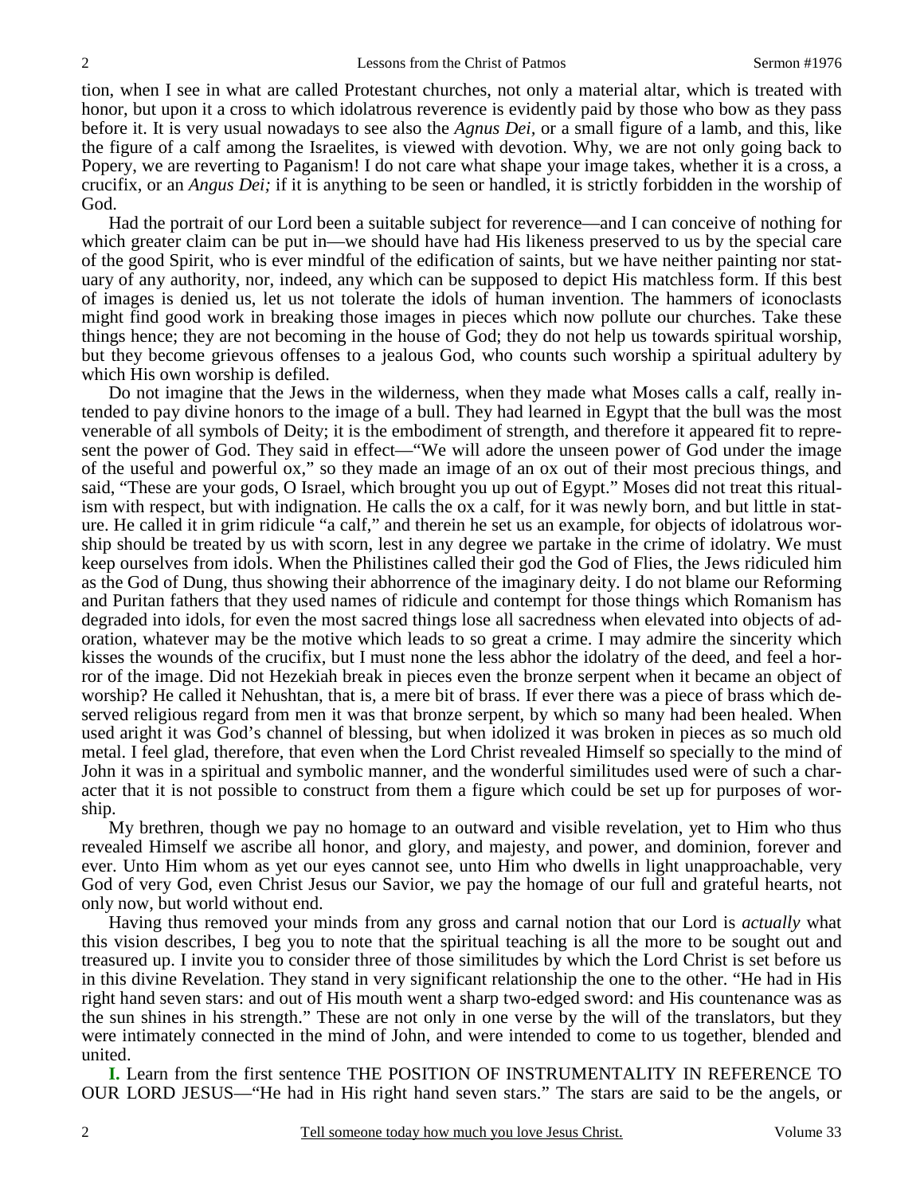tion, when I see in what are called Protestant churches, not only a material altar, which is treated with honor, but upon it a cross to which idolatrous reverence is evidently paid by those who bow as they pass before it. It is very usual nowadays to see also the *Agnus Dei,* or a small figure of a lamb, and this, like the figure of a calf among the Israelites, is viewed with devotion. Why, we are not only going back to Popery, we are reverting to Paganism! I do not care what shape your image takes, whether it is a cross, a crucifix, or an *Angus Dei;* if it is anything to be seen or handled, it is strictly forbidden in the worship of God.

Had the portrait of our Lord been a suitable subject for reverence—and I can conceive of nothing for which greater claim can be put in—we should have had His likeness preserved to us by the special care of the good Spirit, who is ever mindful of the edification of saints, but we have neither painting nor statuary of any authority, nor, indeed, any which can be supposed to depict His matchless form. If this best of images is denied us, let us not tolerate the idols of human invention. The hammers of iconoclasts might find good work in breaking those images in pieces which now pollute our churches. Take these things hence; they are not becoming in the house of God; they do not help us towards spiritual worship, but they become grievous offenses to a jealous God, who counts such worship a spiritual adultery by which His own worship is defiled.

Do not imagine that the Jews in the wilderness, when they made what Moses calls a calf, really intended to pay divine honors to the image of a bull. They had learned in Egypt that the bull was the most venerable of all symbols of Deity; it is the embodiment of strength, and therefore it appeared fit to represent the power of God. They said in effect—"We will adore the unseen power of God under the image of the useful and powerful ox," so they made an image of an ox out of their most precious things, and said, "These are your gods, O Israel, which brought you up out of Egypt." Moses did not treat this ritualism with respect, but with indignation. He calls the ox a calf, for it was newly born, and but little in stature. He called it in grim ridicule "a calf," and therein he set us an example, for objects of idolatrous worship should be treated by us with scorn, lest in any degree we partake in the crime of idolatry. We must keep ourselves from idols. When the Philistines called their god the God of Flies, the Jews ridiculed him as the God of Dung, thus showing their abhorrence of the imaginary deity. I do not blame our Reforming and Puritan fathers that they used names of ridicule and contempt for those things which Romanism has degraded into idols, for even the most sacred things lose all sacredness when elevated into objects of adoration, whatever may be the motive which leads to so great a crime. I may admire the sincerity which kisses the wounds of the crucifix, but I must none the less abhor the idolatry of the deed, and feel a horror of the image. Did not Hezekiah break in pieces even the bronze serpent when it became an object of worship? He called it Nehushtan, that is, a mere bit of brass. If ever there was a piece of brass which deserved religious regard from men it was that bronze serpent, by which so many had been healed. When used aright it was God's channel of blessing, but when idolized it was broken in pieces as so much old metal. I feel glad, therefore, that even when the Lord Christ revealed Himself so specially to the mind of John it was in a spiritual and symbolic manner, and the wonderful similitudes used were of such a character that it is not possible to construct from them a figure which could be set up for purposes of worship.

My brethren, though we pay no homage to an outward and visible revelation, yet to Him who thus revealed Himself we ascribe all honor, and glory, and majesty, and power, and dominion, forever and ever. Unto Him whom as yet our eyes cannot see, unto Him who dwells in light unapproachable, very God of very God, even Christ Jesus our Savior, we pay the homage of our full and grateful hearts, not only now, but world without end.

Having thus removed your minds from any gross and carnal notion that our Lord is *actually* what this vision describes, I beg you to note that the spiritual teaching is all the more to be sought out and treasured up. I invite you to consider three of those similitudes by which the Lord Christ is set before us in this divine Revelation. They stand in very significant relationship the one to the other. "He had in His right hand seven stars: and out of His mouth went a sharp two-edged sword: and His countenance was as the sun shines in his strength." These are not only in one verse by the will of the translators, but they were intimately connected in the mind of John, and were intended to come to us together, blended and united.

**I.** Learn from the first sentence THE POSITION OF INSTRUMENTALITY IN REFERENCE TO OUR LORD JESUS—"He had in His right hand seven stars." The stars are said to be the angels, or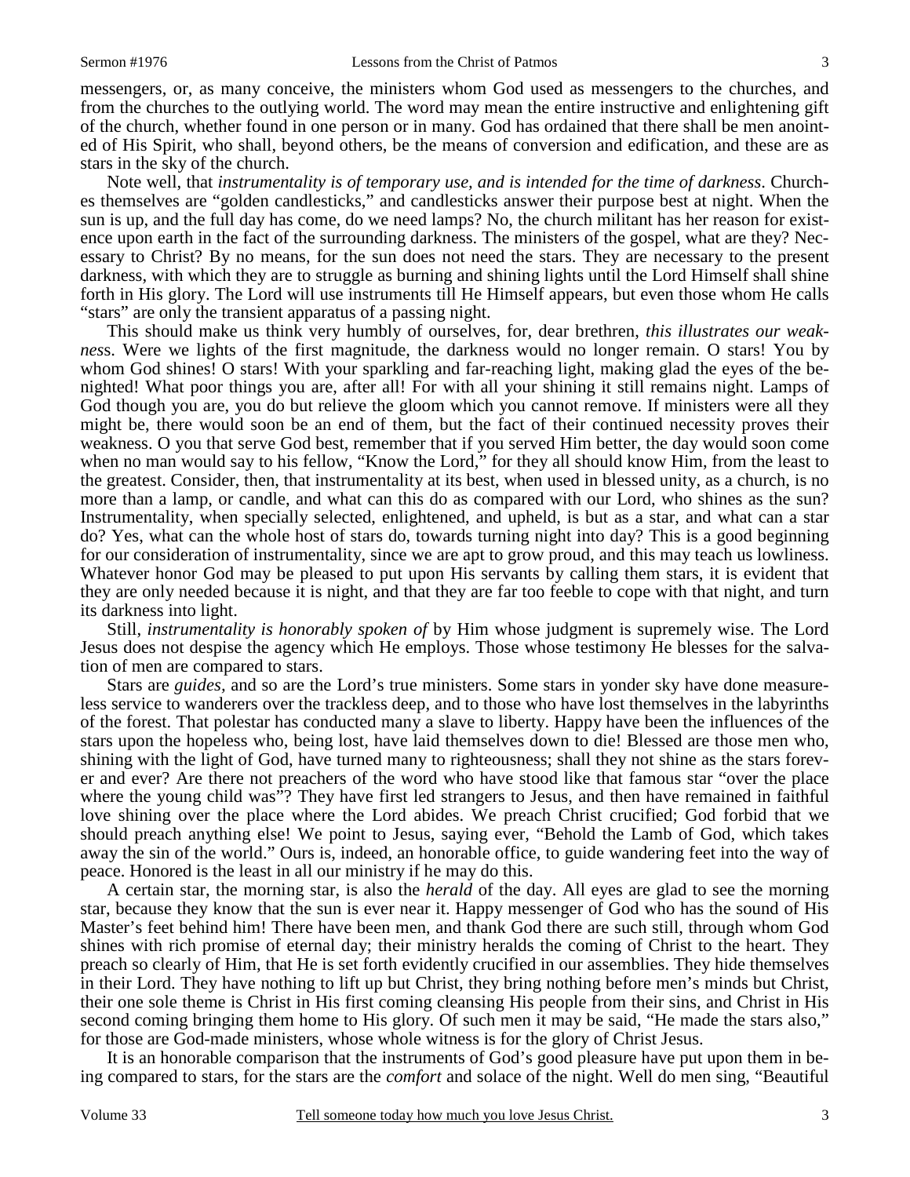messengers, or, as many conceive, the ministers whom God used as messengers to the churches, and from the churches to the outlying world. The word may mean the entire instructive and enlightening gift of the church, whether found in one person or in many. God has ordained that there shall be men anointed of His Spirit, who shall, beyond others, be the means of conversion and edification, and these are as stars in the sky of the church.

Note well, that *instrumentality is of temporary use, and is intended for the time of darkness*. Churches themselves are "golden candlesticks," and candlesticks answer their purpose best at night. When the sun is up, and the full day has come, do we need lamps? No, the church militant has her reason for existence upon earth in the fact of the surrounding darkness. The ministers of the gospel, what are they? Necessary to Christ? By no means, for the sun does not need the stars. They are necessary to the present darkness, with which they are to struggle as burning and shining lights until the Lord Himself shall shine forth in His glory. The Lord will use instruments till He Himself appears, but even those whom He calls "stars" are only the transient apparatus of a passing night.

This should make us think very humbly of ourselves, for, dear brethren, *this illustrates our weakness*. Were we lights of the first magnitude, the darkness would no longer remain. O stars! You by whom God shines! O stars! With your sparkling and far-reaching light, making glad the eyes of the benighted! What poor things you are, after all! For with all your shining it still remains night. Lamps of God though you are, you do but relieve the gloom which you cannot remove. If ministers were all they might be, there would soon be an end of them, but the fact of their continued necessity proves their weakness. O you that serve God best, remember that if you served Him better, the day would soon come when no man would say to his fellow, "Know the Lord," for they all should know Him, from the least to the greatest. Consider, then, that instrumentality at its best, when used in blessed unity, as a church, is no more than a lamp, or candle, and what can this do as compared with our Lord, who shines as the sun? Instrumentality, when specially selected, enlightened, and upheld, is but as a star, and what can a star do? Yes, what can the whole host of stars do, towards turning night into day? This is a good beginning for our consideration of instrumentality, since we are apt to grow proud, and this may teach us lowliness. Whatever honor God may be pleased to put upon His servants by calling them stars, it is evident that they are only needed because it is night, and that they are far too feeble to cope with that night, and turn its darkness into light.

Still, *instrumentality is honorably spoken of* by Him whose judgment is supremely wise. The Lord Jesus does not despise the agency which He employs. Those whose testimony He blesses for the salvation of men are compared to stars.

Stars are *guides*, and so are the Lord's true ministers. Some stars in yonder sky have done measureless service to wanderers over the trackless deep, and to those who have lost themselves in the labyrinths of the forest. That polestar has conducted many a slave to liberty. Happy have been the influences of the stars upon the hopeless who, being lost, have laid themselves down to die! Blessed are those men who, shining with the light of God, have turned many to righteousness; shall they not shine as the stars forever and ever? Are there not preachers of the word who have stood like that famous star "over the place where the young child was"? They have first led strangers to Jesus, and then have remained in faithful love shining over the place where the Lord abides. We preach Christ crucified; God forbid that we should preach anything else! We point to Jesus, saying ever, "Behold the Lamb of God, which takes away the sin of the world." Ours is, indeed, an honorable office, to guide wandering feet into the way of peace. Honored is the least in all our ministry if he may do this.

A certain star, the morning star, is also the *herald* of the day. All eyes are glad to see the morning star, because they know that the sun is ever near it. Happy messenger of God who has the sound of His Master's feet behind him! There have been men, and thank God there are such still, through whom God shines with rich promise of eternal day; their ministry heralds the coming of Christ to the heart. They preach so clearly of Him, that He is set forth evidently crucified in our assemblies. They hide themselves in their Lord. They have nothing to lift up but Christ, they bring nothing before men's minds but Christ, their one sole theme is Christ in His first coming cleansing His people from their sins, and Christ in His second coming bringing them home to His glory. Of such men it may be said, "He made the stars also," for those are God-made ministers, whose whole witness is for the glory of Christ Jesus.

It is an honorable comparison that the instruments of God's good pleasure have put upon them in being compared to stars, for the stars are the *comfort* and solace of the night. Well do men sing, "Beautiful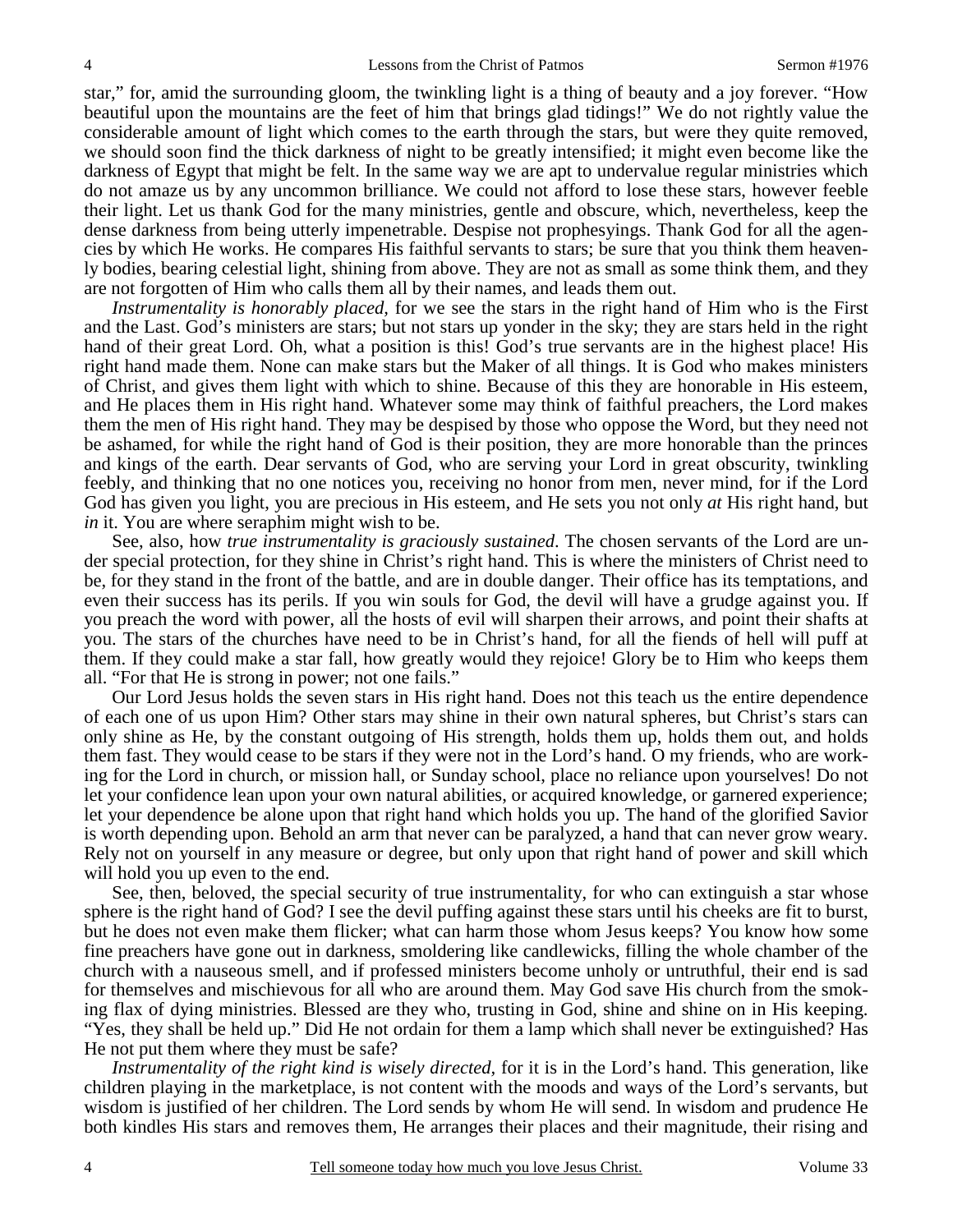star," for, amid the surrounding gloom, the twinkling light is a thing of beauty and a joy forever. "How beautiful upon the mountains are the feet of him that brings glad tidings!" We do not rightly value the considerable amount of light which comes to the earth through the stars, but were they quite removed, we should soon find the thick darkness of night to be greatly intensified; it might even become like the darkness of Egypt that might be felt. In the same way we are apt to undervalue regular ministries which do not amaze us by any uncommon brilliance. We could not afford to lose these stars, however feeble their light. Let us thank God for the many ministries, gentle and obscure, which, nevertheless, keep the dense darkness from being utterly impenetrable. Despise not prophesyings. Thank God for all the agencies by which He works. He compares His faithful servants to stars; be sure that you think them heavenly bodies, bearing celestial light, shining from above. They are not as small as some think them, and they are not forgotten of Him who calls them all by their names, and leads them out.

*Instrumentality is honorably placed*, for we see the stars in the right hand of Him who is the First and the Last. God's ministers are stars; but not stars up yonder in the sky; they are stars held in the right hand of their great Lord. Oh, what a position is this! God's true servants are in the highest place! His right hand made them. None can make stars but the Maker of all things. It is God who makes ministers of Christ, and gives them light with which to shine. Because of this they are honorable in His esteem, and He places them in His right hand. Whatever some may think of faithful preachers, the Lord makes them the men of His right hand. They may be despised by those who oppose the Word, but they need not be ashamed, for while the right hand of God is their position, they are more honorable than the princes and kings of the earth. Dear servants of God, who are serving your Lord in great obscurity, twinkling feebly, and thinking that no one notices you, receiving no honor from men, never mind, for if the Lord God has given you light, you are precious in His esteem, and He sets you not only *at* His right hand, but *in* it. You are where seraphim might wish to be.

See, also, how *true instrumentality is graciously sustained*. The chosen servants of the Lord are under special protection, for they shine in Christ's right hand. This is where the ministers of Christ need to be, for they stand in the front of the battle, and are in double danger. Their office has its temptations, and even their success has its perils. If you win souls for God, the devil will have a grudge against you. If you preach the word with power, all the hosts of evil will sharpen their arrows, and point their shafts at you. The stars of the churches have need to be in Christ's hand, for all the fiends of hell will puff at them. If they could make a star fall, how greatly would they rejoice! Glory be to Him who keeps them all. "For that He is strong in power; not one fails."

Our Lord Jesus holds the seven stars in His right hand. Does not this teach us the entire dependence of each one of us upon Him? Other stars may shine in their own natural spheres, but Christ's stars can only shine as He, by the constant outgoing of His strength, holds them up, holds them out, and holds them fast. They would cease to be stars if they were not in the Lord's hand. O my friends, who are working for the Lord in church, or mission hall, or Sunday school, place no reliance upon yourselves! Do not let your confidence lean upon your own natural abilities, or acquired knowledge, or garnered experience; let your dependence be alone upon that right hand which holds you up. The hand of the glorified Savior is worth depending upon. Behold an arm that never can be paralyzed, a hand that can never grow weary. Rely not on yourself in any measure or degree, but only upon that right hand of power and skill which will hold you up even to the end.

See, then, beloved, the special security of true instrumentality, for who can extinguish a star whose sphere is the right hand of God? I see the devil puffing against these stars until his cheeks are fit to burst, but he does not even make them flicker; what can harm those whom Jesus keeps? You know how some fine preachers have gone out in darkness, smoldering like candlewicks, filling the whole chamber of the church with a nauseous smell, and if professed ministers become unholy or untruthful, their end is sad for themselves and mischievous for all who are around them. May God save His church from the smoking flax of dying ministries. Blessed are they who, trusting in God, shine and shine on in His keeping. "Yes, they shall be held up." Did He not ordain for them a lamp which shall never be extinguished? Has He not put them where they must be safe?

*Instrumentality of the right kind is wisely directed*, for it is in the Lord's hand. This generation, like children playing in the marketplace, is not content with the moods and ways of the Lord's servants, but wisdom is justified of her children. The Lord sends by whom He will send. In wisdom and prudence He both kindles His stars and removes them, He arranges their places and their magnitude, their rising and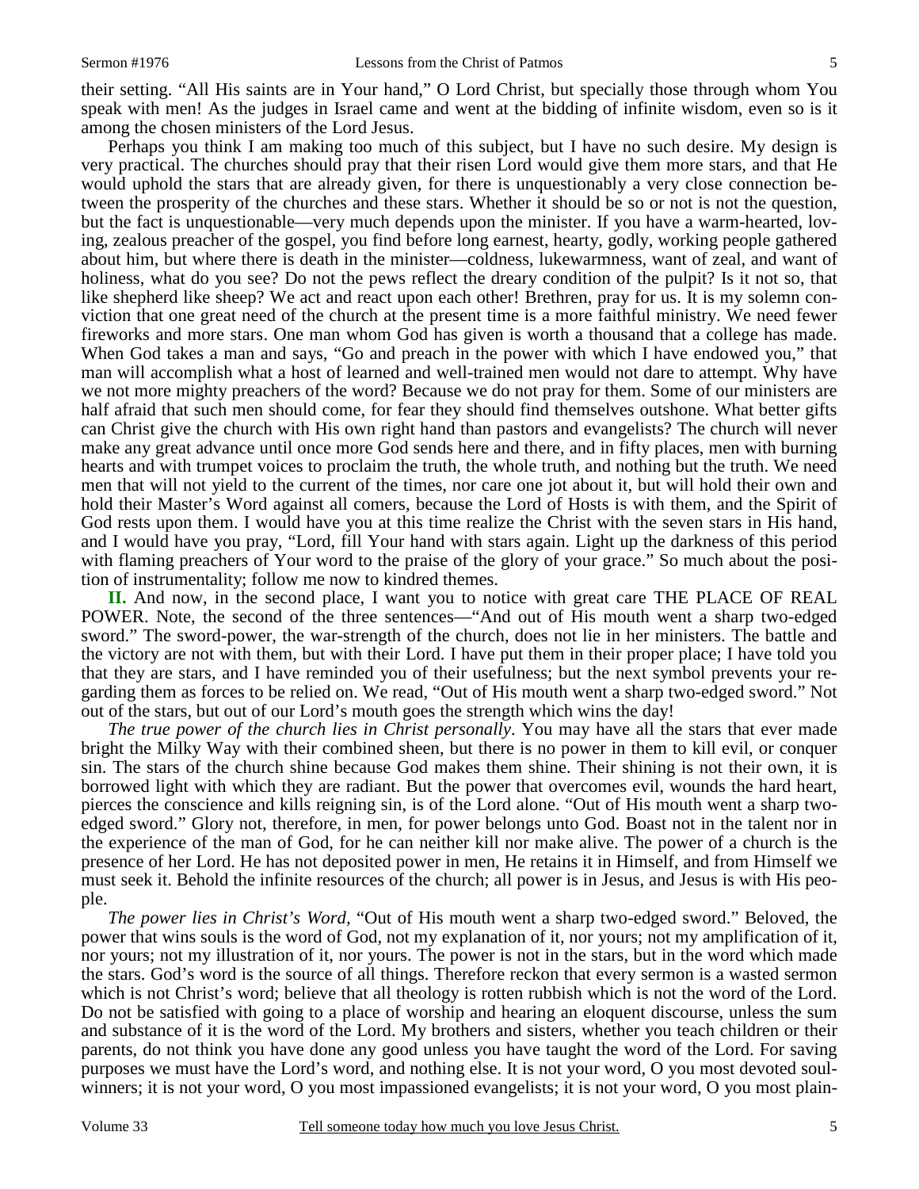their setting. "All His saints are in Your hand," O Lord Christ, but specially those through whom You speak with men! As the judges in Israel came and went at the bidding of infinite wisdom, even so is it among the chosen ministers of the Lord Jesus.

Perhaps you think I am making too much of this subject, but I have no such desire. My design is very practical. The churches should pray that their risen Lord would give them more stars, and that He would uphold the stars that are already given, for there is unquestionably a very close connection between the prosperity of the churches and these stars. Whether it should be so or not is not the question, but the fact is unquestionable—very much depends upon the minister. If you have a warm-hearted, loving, zealous preacher of the gospel, you find before long earnest, hearty, godly, working people gathered about him, but where there is death in the minister—coldness, lukewarmness, want of zeal, and want of holiness, what do you see? Do not the pews reflect the dreary condition of the pulpit? Is it not so, that like shepherd like sheep? We act and react upon each other! Brethren, pray for us. It is my solemn conviction that one great need of the church at the present time is a more faithful ministry. We need fewer fireworks and more stars. One man whom God has given is worth a thousand that a college has made. When God takes a man and says, "Go and preach in the power with which I have endowed you," that man will accomplish what a host of learned and well-trained men would not dare to attempt. Why have we not more mighty preachers of the word? Because we do not pray for them. Some of our ministers are half afraid that such men should come, for fear they should find themselves outshone. What better gifts can Christ give the church with His own right hand than pastors and evangelists? The church will never make any great advance until once more God sends here and there, and in fifty places, men with burning hearts and with trumpet voices to proclaim the truth, the whole truth, and nothing but the truth. We need men that will not yield to the current of the times, nor care one jot about it, but will hold their own and hold their Master's Word against all comers, because the Lord of Hosts is with them, and the Spirit of God rests upon them. I would have you at this time realize the Christ with the seven stars in His hand, and I would have you pray, "Lord, fill Your hand with stars again. Light up the darkness of this period with flaming preachers of Your word to the praise of the glory of your grace." So much about the position of instrumentality; follow me now to kindred themes.

**II.** And now, in the second place, I want you to notice with great care THE PLACE OF REAL POWER. Note, the second of the three sentences—"And out of His mouth went a sharp two-edged sword." The sword-power, the war-strength of the church, does not lie in her ministers. The battle and the victory are not with them, but with their Lord. I have put them in their proper place; I have told you that they are stars, and I have reminded you of their usefulness; but the next symbol prevents your regarding them as forces to be relied on. We read, "Out of His mouth went a sharp two-edged sword." Not out of the stars, but out of our Lord's mouth goes the strength which wins the day!

*The true power of the church lies in Christ personally*. You may have all the stars that ever made bright the Milky Way with their combined sheen, but there is no power in them to kill evil, or conquer sin. The stars of the church shine because God makes them shine. Their shining is not their own, it is borrowed light with which they are radiant. But the power that overcomes evil, wounds the hard heart, pierces the conscience and kills reigning sin, is of the Lord alone. "Out of His mouth went a sharp two-edged sword." Glory not, therefore, in men, for power belongs unto God. Boast not in the talent nor in the experience of the man of God, for he can neither kill nor make alive. The power of a church is the presence of her Lord. He has not deposited power in men, He retains it in Himself, and from Himself we must seek it. Behold the infinite resources of the church; all power is in Jesus, and Jesus is with His people.

*The power lies in Christ's Word,* "Out of His mouth went a sharp two-edged sword." Beloved, the power that wins souls is the word of God, not my explanation of it, nor yours; not my amplification of it, nor yours; not my illustration of it, nor yours. The power is not in the stars, but in the word which made the stars. God's word is the source of all things. Therefore reckon that every sermon is a wasted sermon which is not Christ's word; believe that all theology is rotten rubbish which is not the word of the Lord. Do not be satisfied with going to a place of worship and hearing an eloquent discourse, unless the sum and substance of it is the word of the Lord. My brothers and sisters, whether you teach children or their parents, do not think you have done any good unless you have taught the word of the Lord. For saving purposes we must have the Lord's word, and nothing else. It is not your word, O you most devoted soul-winners; it is not your word, O you most impassioned evangelists; it is not your word, O you most plain-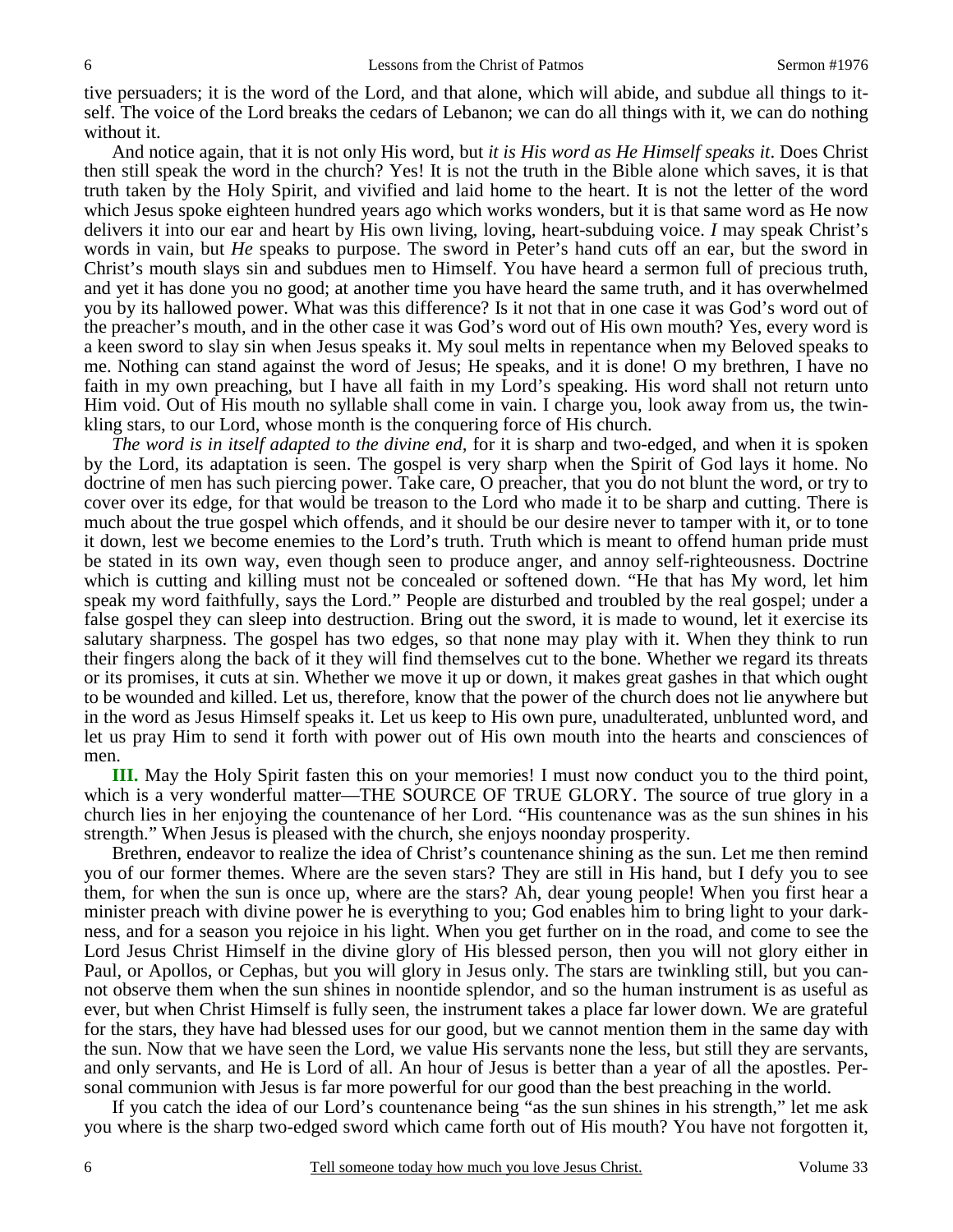tive persuaders; it is the word of the Lord, and that alone, which will abide, and subdue all things to itself. The voice of the Lord breaks the cedars of Lebanon; we can do all things with it, we can do nothing without it.

And notice again, that it is not only His word, but *it is His word as He Himself speaks it*. Does Christ then still speak the word in the church? Yes! It is not the truth in the Bible alone which saves, it is that truth taken by the Holy Spirit, and vivified and laid home to the heart. It is not the letter of the word which Jesus spoke eighteen hundred years ago which works wonders, but it is that same word as He now delivers it into our ear and heart by His own living, loving, heart-subduing voice. *I* may speak Christ's words in vain, but *He* speaks to purpose. The sword in Peter's hand cuts off an ear, but the sword in Christ's mouth slays sin and subdues men to Himself. You have heard a sermon full of precious truth, and yet it has done you no good; at another time you have heard the same truth, and it has overwhelmed you by its hallowed power. What was this difference? Is it not that in one case it was God's word out of the preacher's mouth, and in the other case it was God's word out of His own mouth? Yes, every word is a keen sword to slay sin when Jesus speaks it. My soul melts in repentance when my Beloved speaks to me. Nothing can stand against the word of Jesus; He speaks, and it is done! O my brethren, I have no faith in my own preaching, but I have all faith in my Lord's speaking. His word shall not return unto Him void. Out of His mouth no syllable shall come in vain. I charge you, look away from us, the twinkling stars, to our Lord, whose month is the conquering force of His church.

*The word is in itself adapted to the divine end,* for it is sharp and two-edged, and when it is spoken by the Lord, its adaptation is seen. The gospel is very sharp when the Spirit of God lays it home. No doctrine of men has such piercing power. Take care, O preacher, that you do not blunt the word, or try to cover over its edge, for that would be treason to the Lord who made it to be sharp and cutting. There is much about the true gospel which offends, and it should be our desire never to tamper with it, or to tone it down, lest we become enemies to the Lord's truth. Truth which is meant to offend human pride must be stated in its own way, even though seen to produce anger, and annoy self-righteousness. Doctrine which is cutting and killing must not be concealed or softened down. "He that has My word, let him speak my word faithfully, says the Lord." People are disturbed and troubled by the real gospel; under a false gospel they can sleep into destruction. Bring out the sword, it is made to wound, let it exercise its salutary sharpness. The gospel has two edges, so that none may play with it. When they think to run their fingers along the back of it they will find themselves cut to the bone. Whether we regard its threats or its promises, it cuts at sin. Whether we move it up or down, it makes great gashes in that which ought to be wounded and killed. Let us, therefore, know that the power of the church does not lie anywhere but in the word as Jesus Himself speaks it. Let us keep to His own pure, unadulterated, unblunted word, and let us pray Him to send it forth with power out of His own mouth into the hearts and consciences of men.

**III.** May the Holy Spirit fasten this on your memories! I must now conduct you to the third point, which is a very wonderful matter—THE SOURCE OF TRUE GLORY. The source of true glory in a church lies in her enjoying the countenance of her Lord. "His countenance was as the sun shines in his strength." When Jesus is pleased with the church, she enjoys noonday prosperity.

Brethren, endeavor to realize the idea of Christ's countenance shining as the sun. Let me then remind you of our former themes. Where are the seven stars? They are still in His hand, but I defy you to see them, for when the sun is once up, where are the stars? Ah, dear young people! When you first hear a minister preach with divine power he is everything to you; God enables him to bring light to your darkness, and for a season you rejoice in his light. When you get further on in the road, and come to see the Lord Jesus Christ Himself in the divine glory of His blessed person, then you will not glory either in Paul, or Apollos, or Cephas, but you will glory in Jesus only. The stars are twinkling still, but you cannot observe them when the sun shines in noontide splendor, and so the human instrument is as useful as ever, but when Christ Himself is fully seen, the instrument takes a place far lower down. We are grateful for the stars, they have had blessed uses for our good, but we cannot mention them in the same day with the sun. Now that we have seen the Lord, we value His servants none the less, but still they are servants, and only servants, and He is Lord of all. An hour of Jesus is better than a year of all the apostles. Personal communion with Jesus is far more powerful for our good than the best preaching in the world.

If you catch the idea of our Lord's countenance being "as the sun shines in his strength," let me ask you where is the sharp two-edged sword which came forth out of His mouth? You have not forgotten it,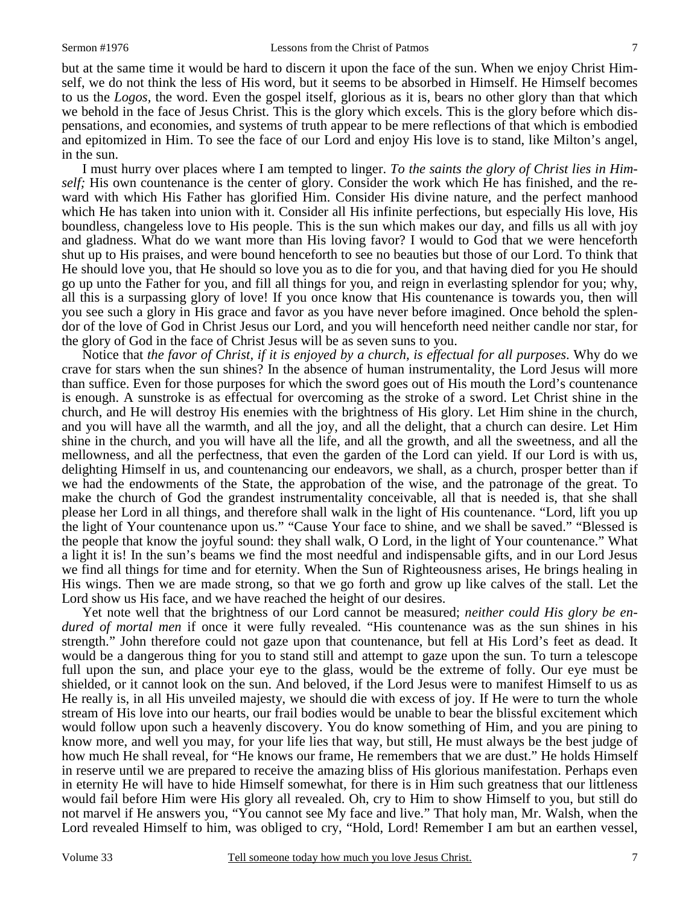but at the same time it would be hard to discern it upon the face of the sun. When we enjoy Christ Himself, we do not think the less of His word, but it seems to be absorbed in Himself. He Himself becomes to us the *Logos,* the word. Even the gospel itself, glorious as it is, bears no other glory than that which we behold in the face of Jesus Christ. This is the glory which excels. This is the glory before which dispensations, and economies, and systems of truth appear to be mere reflections of that which is embodied and epitomized in Him. To see the face of our Lord and enjoy His love is to stand, like Milton's angel, in the sun.

I must hurry over places where I am tempted to linger. *To the saints the glory of Christ lies in Himself;* His own countenance is the center of glory. Consider the work which He has finished, and the reward with which His Father has glorified Him. Consider His divine nature, and the perfect manhood which He has taken into union with it. Consider all His infinite perfections, but especially His love, His boundless, changeless love to His people. This is the sun which makes our day, and fills us all with joy and gladness. What do we want more than His loving favor? I would to God that we were henceforth shut up to His praises, and were bound henceforth to see no beauties but those of our Lord. To think that He should love you, that He should so love you as to die for you, and that having died for you He should go up unto the Father for you, and fill all things for you, and reign in everlasting splendor for you; why, all this is a surpassing glory of love! If you once know that His countenance is towards you, then will you see such a glory in His grace and favor as you have never before imagined. Once behold the splendor of the love of God in Christ Jesus our Lord, and you will henceforth need neither candle nor star, for the glory of God in the face of Christ Jesus will be as seven suns to you.

Notice that *the favor of Christ, if it is enjoyed by a church, is effectual for all purposes*. Why do we crave for stars when the sun shines? In the absence of human instrumentality, the Lord Jesus will more than suffice. Even for those purposes for which the sword goes out of His mouth the Lord's countenance is enough. A sunstroke is as effectual for overcoming as the stroke of a sword. Let Christ shine in the church, and He will destroy His enemies with the brightness of His glory. Let Him shine in the church, and you will have all the warmth, and all the joy, and all the delight, that a church can desire. Let Him shine in the church, and you will have all the life, and all the growth, and all the sweetness, and all the mellowness, and all the perfectness, that even the garden of the Lord can yield. If our Lord is with us, delighting Himself in us, and countenancing our endeavors, we shall, as a church, prosper better than if we had the endowments of the State, the approbation of the wise, and the patronage of the great. To make the church of God the grandest instrumentality conceivable, all that is needed is, that she shall please her Lord in all things, and therefore shall walk in the light of His countenance. "Lord, lift you up the light of Your countenance upon us." "Cause Your face to shine, and we shall be saved." "Blessed is the people that know the joyful sound: they shall walk, O Lord, in the light of Your countenance." What a light it is! In the sun's beams we find the most needful and indispensable gifts, and in our Lord Jesus we find all things for time and for eternity. When the Sun of Righteousness arises, He brings healing in His wings. Then we are made strong, so that we go forth and grow up like calves of the stall. Let the Lord show us His face, and we have reached the height of our desires.

Yet note well that the brightness of our Lord cannot be measured; *neither could His glory be endured of mortal men* if once it were fully revealed. "His countenance was as the sun shines in his strength." John therefore could not gaze upon that countenance, but fell at His Lord's feet as dead. It would be a dangerous thing for you to stand still and attempt to gaze upon the sun. To turn a telescope full upon the sun, and place your eye to the glass, would be the extreme of folly. Our eye must be shielded, or it cannot look on the sun. And beloved, if the Lord Jesus were to manifest Himself to us as He really is, in all His unveiled majesty, we should die with excess of joy. If He were to turn the whole stream of His love into our hearts, our frail bodies would be unable to bear the blissful excitement which would follow upon such a heavenly discovery. You do know something of Him, and you are pining to know more, and well you may, for your life lies that way, but still, He must always be the best judge of how much He shall reveal, for "He knows our frame, He remembers that we are dust." He holds Himself in reserve until we are prepared to receive the amazing bliss of His glorious manifestation. Perhaps even in eternity He will have to hide Himself somewhat, for there is in Him such greatness that our littleness would fail before Him were His glory all revealed. Oh, cry to Him to show Himself to you, but still do not marvel if He answers you, "You cannot see My face and live." That holy man, Mr. Walsh, when the Lord revealed Himself to him, was obliged to cry, "Hold, Lord! Remember I am but an earthen vessel,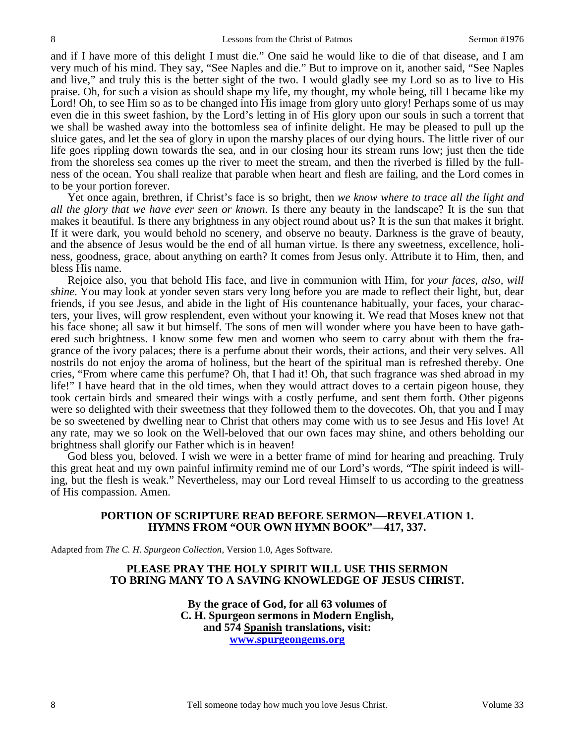and if I have more of this delight I must die." One said he would like to die of that disease, and I am very much of his mind. They say, "See Naples and die." But to improve on it, another said, "See Naples and live," and truly this is the better sight of the two. I would gladly see my Lord so as to live to His praise. Oh, for such a vision as should shape my life, my thought, my whole being, till I became like my Lord! Oh, to see Him so as to be changed into His image from glory unto glory! Perhaps some of us may even die in this sweet fashion, by the Lord's letting in of His glory upon our souls in such a torrent that we shall be washed away into the bottomless sea of infinite delight. He may be pleased to pull up the sluice gates, and let the sea of glory in upon the marshy places of our dying hours. The little river of our life goes rippling down towards the sea, and in our closing hour its stream runs low; just then the tide from the shoreless sea comes up the river to meet the stream, and then the riverbed is filled by the fullness of the ocean. You shall realize that parable when heart and flesh are failing, and the Lord comes in to be your portion forever.

Yet once again, brethren, if Christ's face is so bright, then *we know where to trace all the light and all the glory that we have ever seen or known*. Is there any beauty in the landscape? It is the sun that makes it beautiful. Is there any brightness in any object round about us? It is the sun that makes it bright. If it were dark, you would behold no scenery, and observe no beauty. Darkness is the grave of beauty, and the absence of Jesus would be the end of all human virtue. Is there any sweetness, excellence, holiness, goodness, grace, about anything on earth? It comes from Jesus only. Attribute it to Him, then, and bless His name.

Rejoice also, you that behold His face, and live in communion with Him, for *your faces, also, will shine*. You may look at yonder seven stars very long before you are made to reflect their light, but, dear friends, if you see Jesus, and abide in the light of His countenance habitually, your faces, your characters, your lives, will grow resplendent, even without your knowing it. We read that Moses knew not that his face shone; all saw it but himself. The sons of men will wonder where you have been to have gathered such brightness. I know some few men and women who seem to carry about with them the fragrance of the ivory palaces; there is a perfume about their words, their actions, and their very selves. All nostrils do not enjoy the aroma of holiness, but the heart of the spiritual man is refreshed thereby. One cries, "From where came this perfume? Oh, that I had it! Oh, that such fragrance was shed abroad in my life!" I have heard that in the old times, when they would attract doves to a certain pigeon house, they took certain birds and smeared their wings with a costly perfume, and sent them forth. Other pigeons were so delighted with their sweetness that they followed them to the dovecotes. Oh, that you and I may be so sweetened by dwelling near to Christ that others may come with us to see Jesus and His love! At any rate, may we so look on the Well-beloved that our own faces may shine, and others beholding our brightness shall glorify our Father which is in heaven!

God bless you, beloved. I wish we were in a better frame of mind for hearing and preaching. Truly this great heat and my own painful infirmity remind me of our Lord's words, "The spirit indeed is willing, but the flesh is weak." Nevertheless, may our Lord reveal Himself to us according to the greatness of His compassion. Amen.

**PORTION OF SCRIPTURE READ BEFORE SERMON—REVELATION 1.**
**HYMNS FROM "OUR OWN HYMN BOOK"—417, 337.**

Adapted from *The C. H. Spurgeon Collection*, Version 1.0, Ages Software.

**PLEASE PRAY THE HOLY SPIRIT WILL USE THIS SERMON TO BRING MANY TO A SAVING KNOWLEDGE OF JESUS CHRIST.**

**By the grace of God, for all 63 volumes of C. H. Spurgeon sermons in Modern English, and 574 Spanish translations, visit: www.spurgeongems.org**